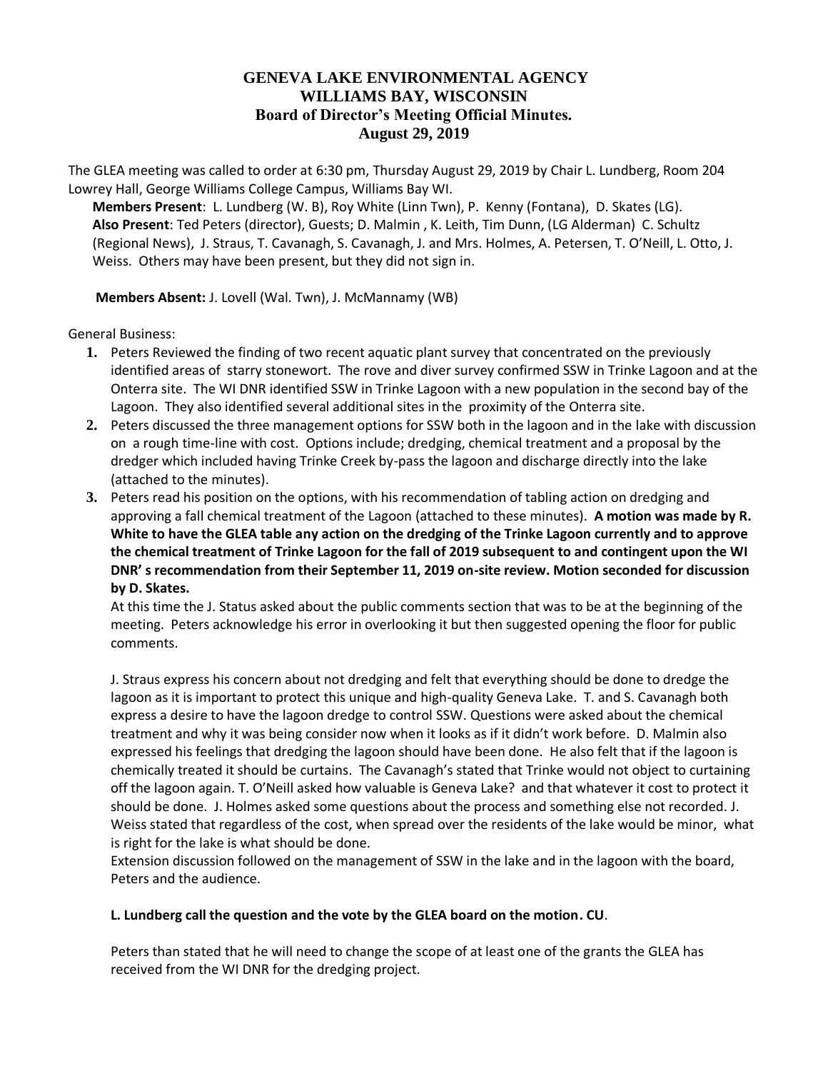# GENEVA LAKE ENVIRONMENTAL AGENCY
# WILLIAMS BAY, WISCONSIN
## Board of Director's Meeting Official Minutes.
## August 29, 2019

The GLEA meeting was called to order at 6:30 pm, Thursday August 29, 2019 by Chair L. Lundberg, Room 204 Lowrey Hall, George Williams College Campus, Williams Bay WI.

**Members Present**: L. Lundberg (W. B), Roy White (Linn Twn), P. Kenny (Fontana), D. Skates (LG).
**Also Present**: Ted Peters (director), Guests; D. Malmin , K. Leith, Tim Dunn, (LG Alderman) C. Schultz (Regional News), J. Straus, T. Cavanagh, S. Cavanagh, J. and Mrs. Holmes, A. Petersen, T. O'Neill, L. Otto, J. Weiss. Others may have been present, but they did not sign in.

**Members Absent:** J. Lovell (Wal. Twn), J. McMannamy (WB)

General Business:

1. Peters Reviewed the finding of two recent aquatic plant survey that concentrated on the previously identified areas of starry stonewort. The rove and diver survey confirmed SSW in Trinke Lagoon and at the Onterra site. The WI DNR identified SSW in Trinke Lagoon with a new population in the second bay of the Lagoon. They also identified several additional sites in the proximity of the Onterra site.
2. Peters discussed the three management options for SSW both in the lagoon and in the lake with discussion on a rough time-line with cost. Options include; dredging, chemical treatment and a proposal by the dredger which included having Trinke Creek by-pass the lagoon and discharge directly into the lake (attached to the minutes).
3. Peters read his position on the options, with his recommendation of tabling action on dredging and approving a fall chemical treatment of the Lagoon (attached to these minutes). **A motion was made by R. White to have the GLEA table any action on the dredging of the Trinke Lagoon currently and to approve the chemical treatment of Trinke Lagoon for the fall of 2019 subsequent to and contingent upon the WI DNR' s recommendation from their September 11, 2019 on-site review. Motion seconded for discussion by D. Skates.**

   At this time the J. Status asked about the public comments section that was to be at the beginning of the meeting. Peters acknowledge his error in overlooking it but then suggested opening the floor for public comments.

   J. Straus express his concern about not dredging and felt that everything should be done to dredge the lagoon as it is important to protect this unique and high-quality Geneva Lake. T. and S. Cavanagh both express a desire to have the lagoon dredge to control SSW. Questions were asked about the chemical treatment and why it was being consider now when it looks as if it didn't work before. D. Malmin also expressed his feelings that dredging the lagoon should have been done. He also felt that if the lagoon is chemically treated it should be curtains. The Cavanagh's stated that Trinke would not object to curtaining off the lagoon again. T. O'Neill asked how valuable is Geneva Lake? and that whatever it cost to protect it should be done. J. Holmes asked some questions about the process and something else not recorded. J. Weiss stated that regardless of the cost, when spread over the residents of the lake would be minor, what is right for the lake is what should be done.

   Extension discussion followed on the management of SSW in the lake and in the lagoon with the board, Peters and the audience.

   **L. Lundberg call the question and the vote by the GLEA board on the motion. CU**.

   Peters than stated that he will need to change the scope of at least one of the grants the GLEA has received from the WI DNR for the dredging project.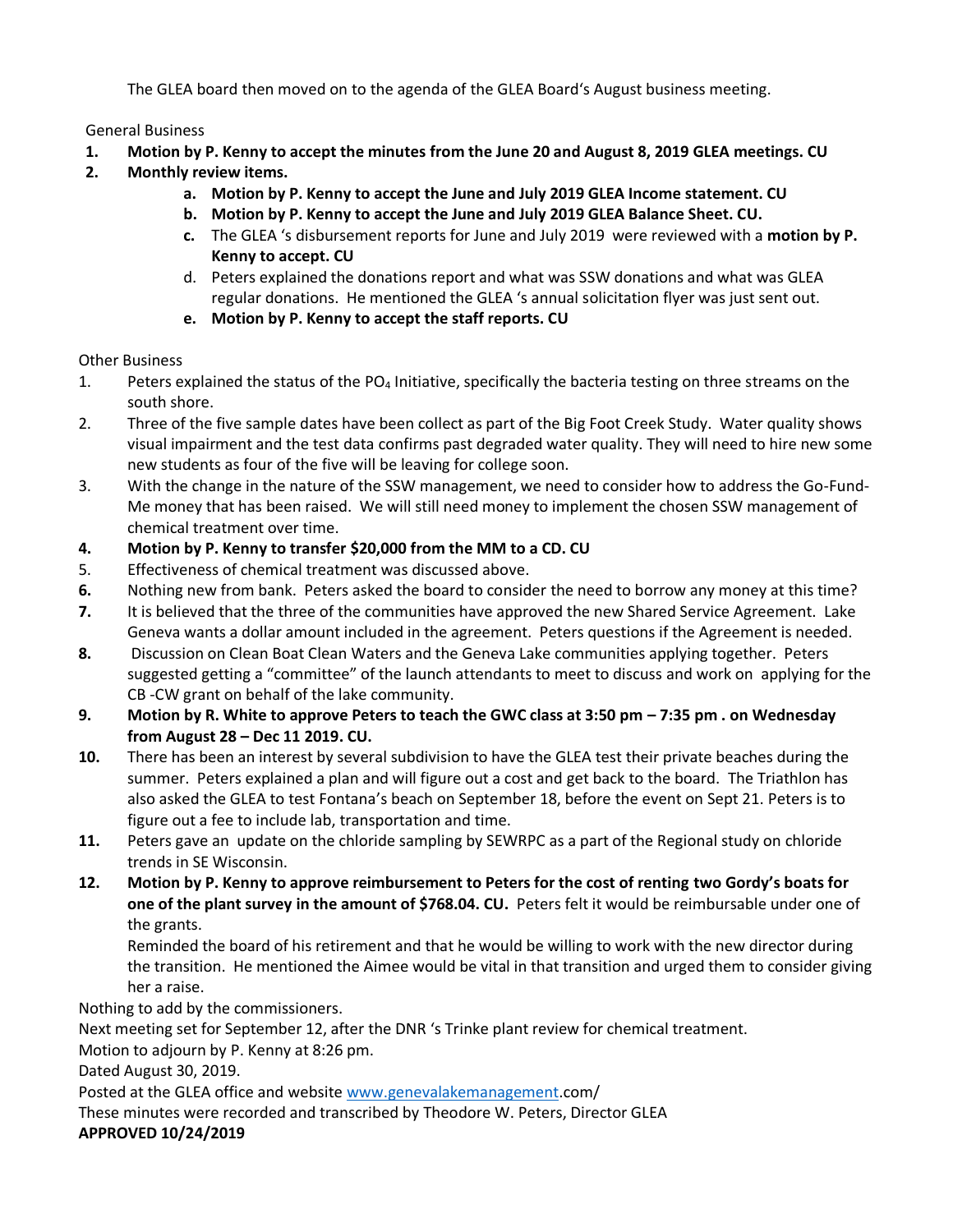The GLEA board then moved on to the agenda of the GLEA Board's August business meeting.

General Business

1. **Motion by P. Kenny to accept the minutes from the June 20 and August 8, 2019 GLEA meetings. CU**
2. **Monthly review items.**
   a. **Motion by P. Kenny to accept the June and July 2019 GLEA Income statement. CU**
   b. **Motion by P. Kenny to accept the June and July 2019 GLEA Balance Sheet. CU.**
   c. The GLEA 's disbursement reports for June and July 2019 were reviewed with a **motion by P. Kenny to accept. CU**
   d. Peters explained the donations report and what was SSW donations and what was GLEA regular donations. He mentioned the GLEA 's annual solicitation flyer was just sent out.
   e. **Motion by P. Kenny to accept the staff reports. CU**

Other Business

1. Peters explained the status of the $PO_4$ Initiative, specifically the bacteria testing on three streams on the south shore.
2. Three of the five sample dates have been collect as part of the Big Foot Creek Study. Water quality shows visual impairment and the test data confirms past degraded water quality. They will need to hire new some new students as four of the five will be leaving for college soon.
3. With the change in the nature of the SSW management, we need to consider how to address the Go-Fund-Me money that has been raised. We will still need money to implement the chosen SSW management of chemical treatment over time.
4. **Motion by P. Kenny to transfer $20,000 from the MM to a CD. CU**
5. Effectiveness of chemical treatment was discussed above.
6. Nothing new from bank. Peters asked the board to consider the need to borrow any money at this time?
7. It is believed that the three of the communities have approved the new Shared Service Agreement. Lake Geneva wants a dollar amount included in the agreement. Peters questions if the Agreement is needed.
8. Discussion on Clean Boat Clean Waters and the Geneva Lake communities applying together. Peters suggested getting a "committee" of the launch attendants to meet to discuss and work on applying for the CB -CW grant on behalf of the lake community.
9. **Motion by R. White to approve Peters to teach the GWC class at 3:50 pm – 7:35 pm . on Wednesday from August 28 – Dec 11 2019. CU.**
10. There has been an interest by several subdivision to have the GLEA test their private beaches during the summer. Peters explained a plan and will figure out a cost and get back to the board. The Triathlon has also asked the GLEA to test Fontana's beach on September 18, before the event on Sept 21. Peters is to figure out a fee to include lab, transportation and time.
11. Peters gave an update on the chloride sampling by SEWRPC as a part of the Regional study on chloride trends in SE Wisconsin.
12. **Motion by P. Kenny to approve reimbursement to Peters for the cost of renting two Gordy's boats for one of the plant survey in the amount of $768.04. CU.** Peters felt it would be reimbursable under one of the grants.

    Reminded the board of his retirement and that he would be willing to work with the new director during the transition. He mentioned the Aimee would be vital in that transition and urged them to consider giving her a raise.

Nothing to add by the commissioners.

Next meeting set for September 12, after the DNR 's Trinke plant review for chemical treatment.

Motion to adjourn by P. Kenny at 8:26 pm.

Dated August 30, 2019.

Posted at the GLEA office and website www.genevalakemanagement.com/

These minutes were recorded and transcribed by Theodore W. Peters, Director GLEA

**APPROVED 10/24/2019**